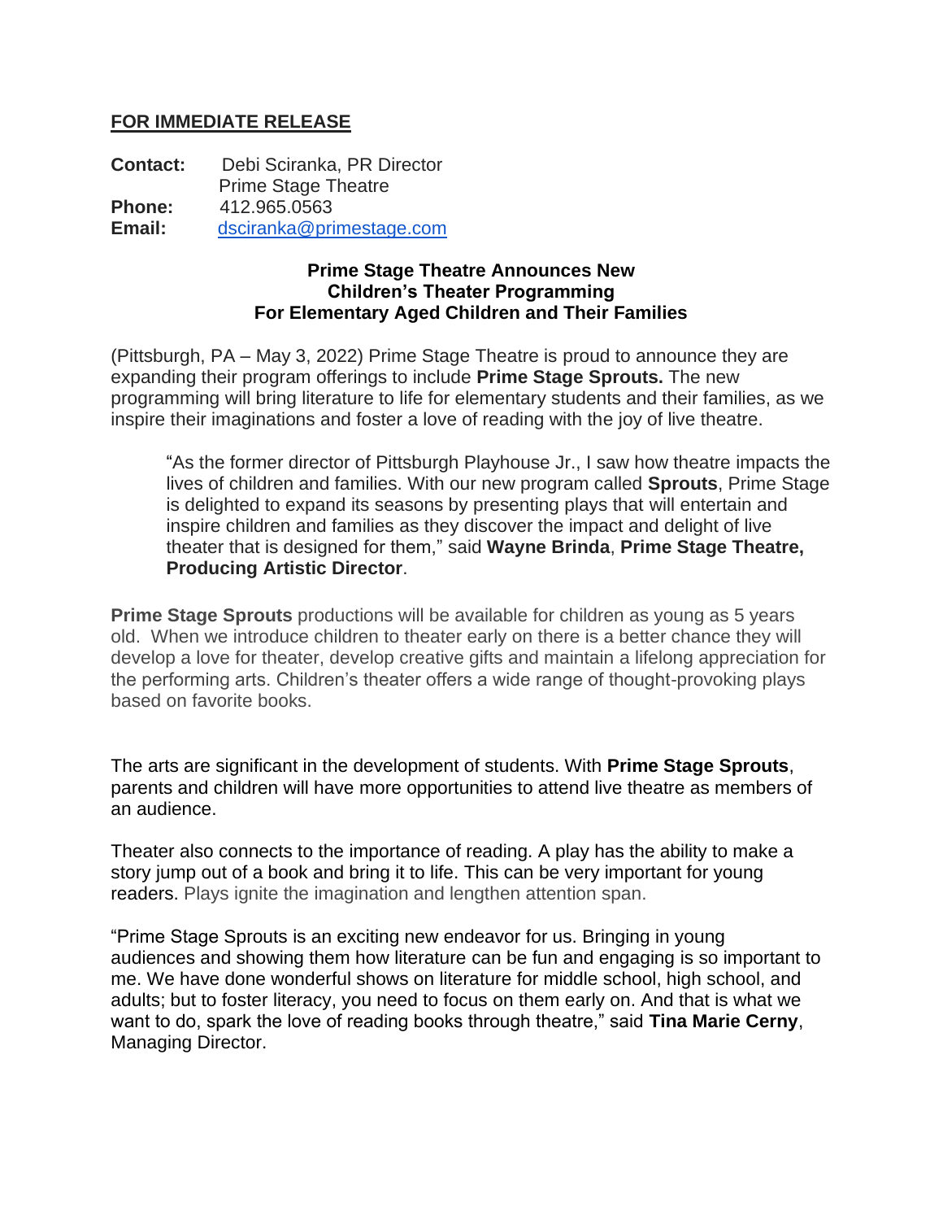**FOR IMMEDIATE RELEASE**

**Contact:** Debi Sciranka, PR Director
Prime Stage Theatre
**Phone:** 412.965.0563
**Email:** dsciranka@primestage.com

**Prime Stage Theatre Announces New Children's Theater Programming For Elementary Aged Children and Their Families**

(Pittsburgh, PA – May 3, 2022) Prime Stage Theatre is proud to announce they are expanding their program offerings to include **Prime Stage Sprouts.** The new programming will bring literature to life for elementary students and their families, as we inspire their imaginations and foster a love of reading with the joy of live theatre.

> "As the former director of Pittsburgh Playhouse Jr., I saw how theatre impacts the lives of children and families. With our new program called **Sprouts**, Prime Stage is delighted to expand its seasons by presenting plays that will entertain and inspire children and families as they discover the impact and delight of live theater that is designed for them," said **Wayne Brinda**, **Prime Stage Theatre, Producing Artistic Director**.

**Prime Stage Sprouts** productions will be available for children as young as 5 years old. When we introduce children to theater early on there is a better chance they will develop a love for theater, develop creative gifts and maintain a lifelong appreciation for the performing arts. Children's theater offers a wide range of thought-provoking plays based on favorite books.

The arts are significant in the development of students. With **Prime Stage Sprouts**, parents and children will have more opportunities to attend live theatre as members of an audience.

Theater also connects to the importance of reading. A play has the ability to make a story jump out of a book and bring it to life. This can be very important for young readers. Plays ignite the imagination and lengthen attention span.

"Prime Stage Sprouts is an exciting new endeavor for us. Bringing in young audiences and showing them how literature can be fun and engaging is so important to me. We have done wonderful shows on literature for middle school, high school, and adults; but to foster literacy, you need to focus on them early on. And that is what we want to do, spark the love of reading books through theatre," said **Tina Marie Cerny**, Managing Director.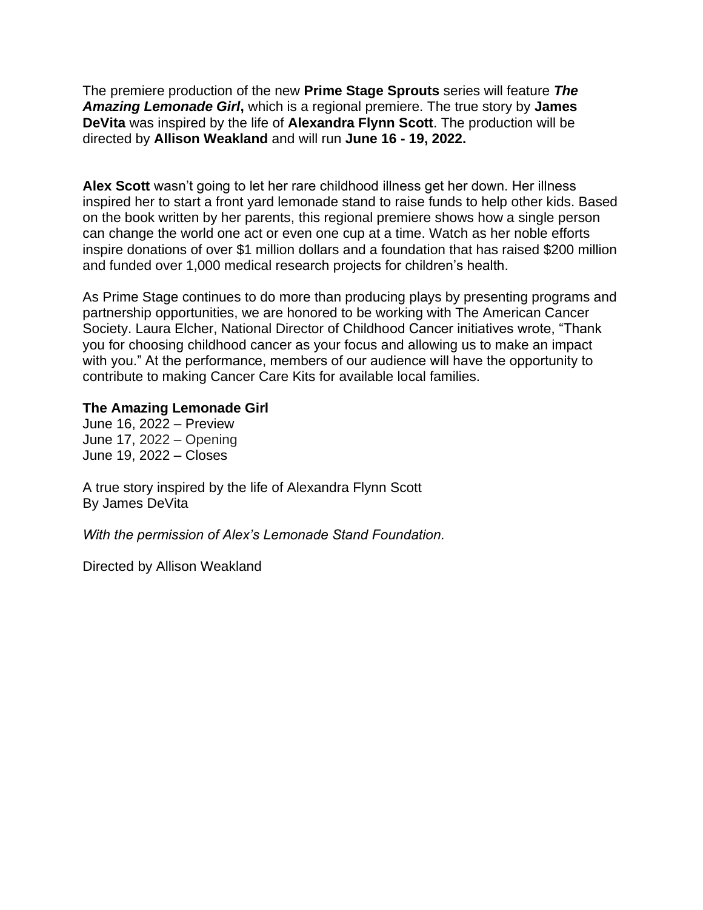The premiere production of the new **Prime Stage Sprouts** series will feature ***The Amazing Lemonade Girl*,** which is a regional premiere. The true story by **James DeVita** was inspired by the life of **Alexandra Flynn Scott**. The production will be directed by **Allison Weakland** and will run **June 16 - 19, 2022.**

**Alex Scott** wasn't going to let her rare childhood illness get her down. Her illness inspired her to start a front yard lemonade stand to raise funds to help other kids. Based on the book written by her parents, this regional premiere shows how a single person can change the world one act or even one cup at a time. Watch as her noble efforts inspire donations of over $1 million dollars and a foundation that has raised $200 million and funded over 1,000 medical research projects for children's health.

As Prime Stage continues to do more than producing plays by presenting programs and partnership opportunities, we are honored to be working with The American Cancer Society. Laura Elcher, National Director of Childhood Cancer initiatives wrote, "Thank you for choosing childhood cancer as your focus and allowing us to make an impact with you." At the performance, members of our audience will have the opportunity to contribute to making Cancer Care Kits for available local families.

**The Amazing Lemonade Girl**
June 16, 2022 – Preview
June 17, 2022 – Opening
June 19, 2022 – Closes

A true story inspired by the life of Alexandra Flynn Scott
By James DeVita

*With the permission of Alex's Lemonade Stand Foundation.*

Directed by Allison Weakland